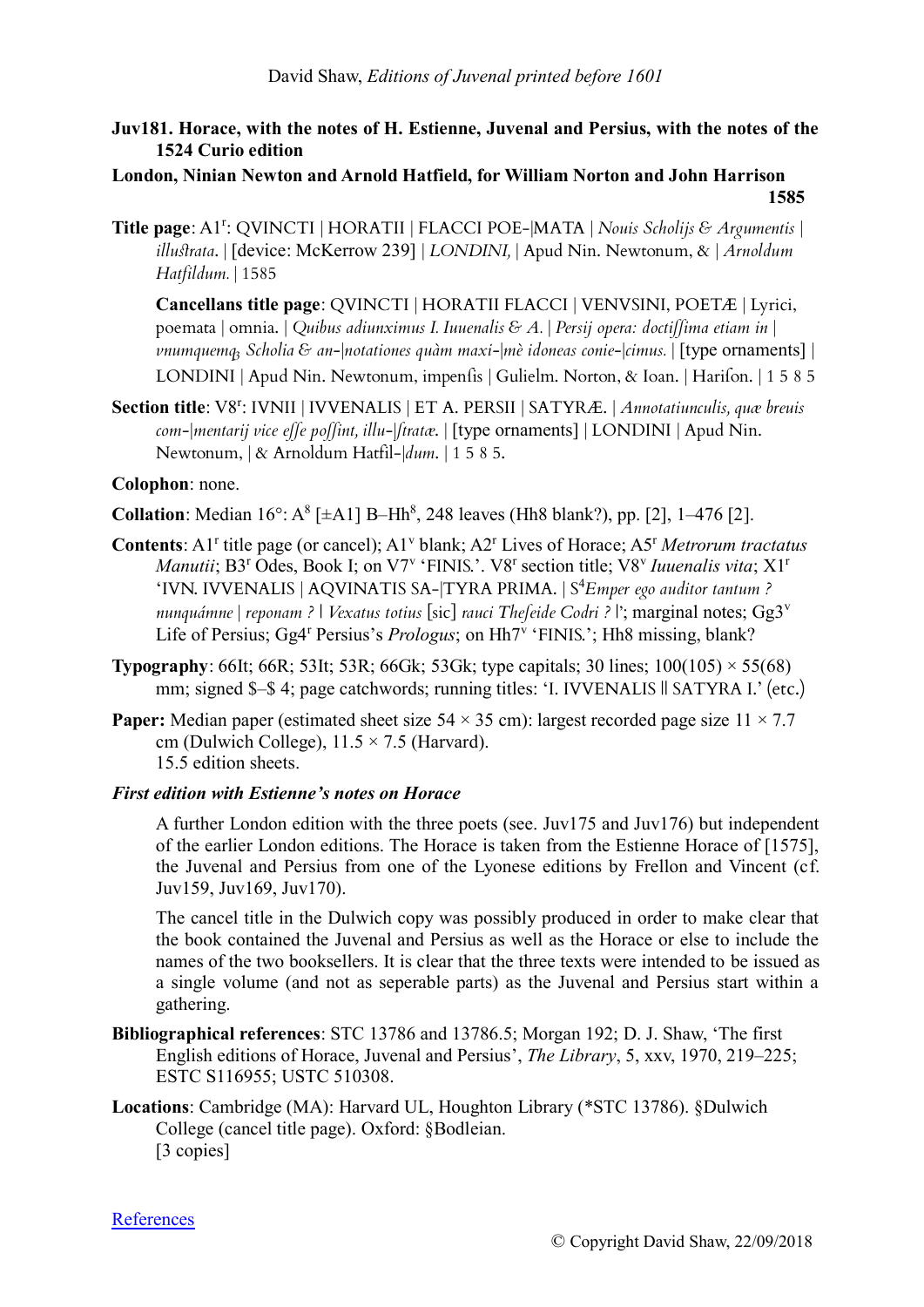**Juv181. Horace, with the notes of H. Estienne, Juvenal and Persius, with the notes of the 1524 Curio edition**

**London, Ninian Newton and Arnold Hatfield, for William Norton and John Harrison**

**1585**

**Title page**: A1r: QVINCTI | HORATII | FLACCI POE-|MATA | *Nouis Scholijs & Argumentis* | *illuſtrata*. | [device: McKerrow 239] | *LONDINI*, | Apud Nin. Newtonum, & | *Arnoldum Hatfildum.* | 1585

**Cancellans title page**: QVINCTI | HORATII FLACCI | VENVSINI, POETÆ | Lyrici, poemata | omnia. | *Quibus adiunximus I. Iuuenalis & A.* | *Persij opera: doctiſſima etiam in* | *vnumquemq; Scholia & an-|notationes quàm maxi-|mè idoneas conie-|cimus.* | [type ornaments] | LONDINI | Apud Nin. Newtonum, impenſis | Gulielm. Norton, & Ioan. | Hariſon. | 1 5 8 5

**Section title**: V8r: IVNII | IVVENALIS | ET A. PERSII | SATYRÆ. | *Annotatiunculis, quæ breuis com-|mentarij vice eſſe poſſint, illu-|ſtratæ.* | [type ornaments] | LONDINI | Apud Nin. Newtonum, | & Arnoldum Hatfil-|*dum*. | 1 5 8 5.

**Colophon**: none.

**Collation**: Median 16°: A8 [±A1] B–Hh8, 248 leaves (Hh8 blank?), pp. [2], 1–476 [2].

**Contents**: A1r title page (or cancel); A1v blank; A2r Lives of Horace; A5r *Metrorum tractatus Manutii*; B3r Odes, Book I; on V7v 'FINIS.'. V8r section title; V8v *Iuuenalis vita*; X1r 'IVN. IVVENALIS | AQVINATIS SA-|TYRA PRIMA. | S4*Emper ego auditor tantum ? nunquámne* | *reponam ?* | *Vexatus totius* [sic] *rauci Theſeide Codri ?* |'; marginal notes; Gg3v Life of Persius; Gg4r Persius's *Prologus*; on Hh7v 'FINIS.'; Hh8 missing, blank?

**Typography**: 66It; 66R; 53It; 53R; 66Gk; 53Gk; type capitals; 30 lines; 100(105) × 55(68) mm; signed $–$ 4; page catchwords; running titles: 'I. IVVENALIS || SATYRA I.' (etc.)

**Paper:** Median paper (estimated sheet size 54 × 35 cm): largest recorded page size 11 × 7.7 cm (Dulwich College), 11.5 × 7.5 (Harvard).
15.5 edition sheets.

***First edition with Estienne's notes on Horace***

A further London edition with the three poets (see. Juv175 and Juv176) but independent of the earlier London editions. The Horace is taken from the Estienne Horace of [1575], the Juvenal and Persius from one of the Lyonese editions by Frellon and Vincent (cf. Juv159, Juv169, Juv170).

The cancel title in the Dulwich copy was possibly produced in order to make clear that the book contained the Juvenal and Persius as well as the Horace or else to include the names of the two booksellers. It is clear that the three texts were intended to be issued as a single volume (and not as seperable parts) as the Juvenal and Persius start within a gathering.

**Bibliographical references**: STC 13786 and 13786.5; Morgan 192; D. J. Shaw, 'The first English editions of Horace, Juvenal and Persius', *The Library*, 5, xxv, 1970, 219–225; ESTC S116955; USTC 510308.

**Locations**: Cambridge (MA): Harvard UL, Houghton Library (*STC 13786). §Dulwich College (cancel title page). Oxford: §Bodleian.
[3 copies]

References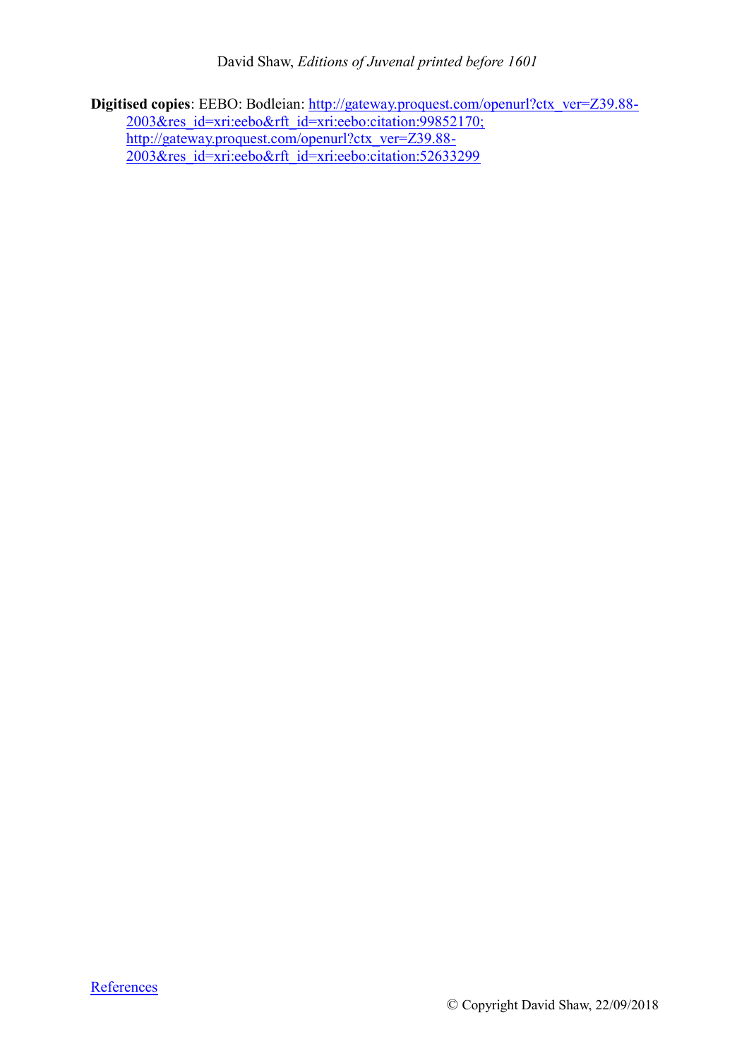**Digitised copies**: EEBO: Bodleian: http://gateway.proquest.com/openurl?ctx_ver=Z39.88-2003&res_id=xri:eebo&rft_id=xri:eebo:citation:99852170; http://gateway.proquest.com/openurl?ctx_ver=Z39.88-2003&res_id=xri:eebo&rft_id=xri:eebo:citation:52633299

References

© Copyright David Shaw, 22/09/2018